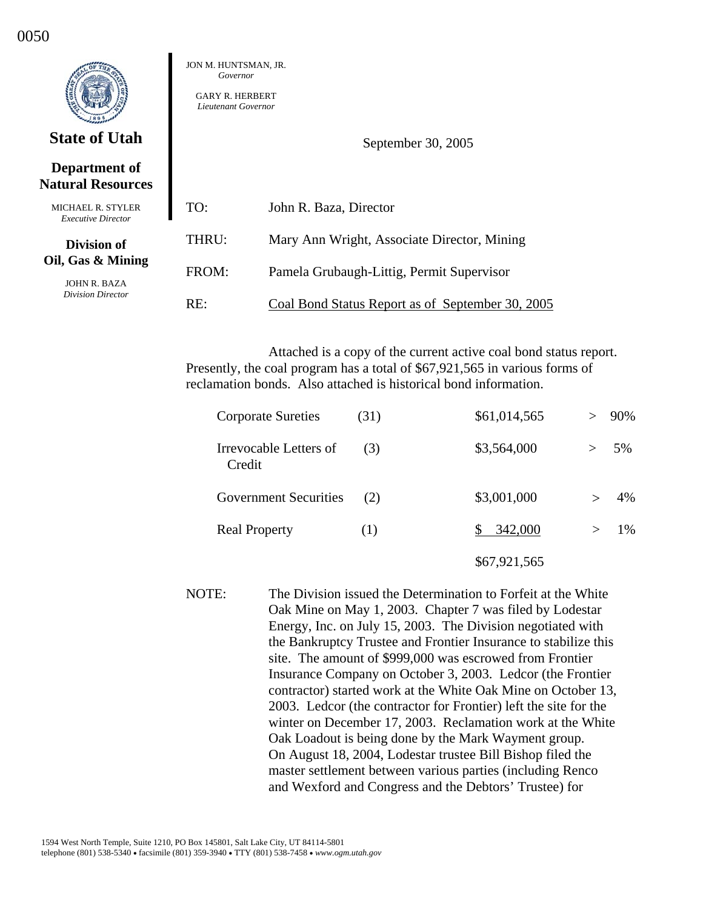0050

**State of Utah**

**Department of Natural Resources**

MICHAEL R. STYLER
*Executive Director*

**Division of Oil, Gas & Mining**

JOHN R. BAZA
*Division Director*

JON M. HUNTSMAN, JR.
*Governor*

GARY R. HERBERT
*Lieutenant Governor*

September 30, 2005

TO: John R. Baza, Director

THRU: Mary Ann Wright, Associate Director, Mining

FROM: Pamela Grubaugh-Littig, Permit Supervisor

RE: Coal Bond Status Report as of September 30, 2005

Attached is a copy of the current active coal bond status report. Presently, the coal program has a total of $67,921,565 in various forms of reclamation bonds. Also attached is historical bond information.

| | | | |
|---|---|---|---|
| Corporate Sureties | (31) | $61,014,565 | > 90% |
| Irrevocable Letters of Credit | (3) | $3,564,000 | > 5% |
| Government Securities | (2) | $3,001,000 | > 4% |
| Real Property | (1) | $ 342,000 | > 1% |
| | | $67,921,565 | |

NOTE: The Division issued the Determination to Forfeit at the White Oak Mine on May 1, 2003. Chapter 7 was filed by Lodestar Energy, Inc. on July 15, 2003. The Division negotiated with the Bankruptcy Trustee and Frontier Insurance to stabilize this site. The amount of $999,000 was escrowed from Frontier Insurance Company on October 3, 2003. Ledcor (the Frontier contractor) started work at the White Oak Mine on October 13, 2003. Ledcor (the contractor for Frontier) left the site for the winter on December 17, 2003. Reclamation work at the White Oak Loadout is being done by the Mark Wayment group. On August 18, 2004, Lodestar trustee Bill Bishop filed the master settlement between various parties (including Renco and Wexford and Congress and the Debtors' Trustee) for

1594 West North Temple, Suite 1210, PO Box 145801, Salt Lake City, UT 84114-5801
telephone (801) 538-5340 • facsimile (801) 359-3940 • TTY (801) 538-7458 • *www.ogm.utah.gov*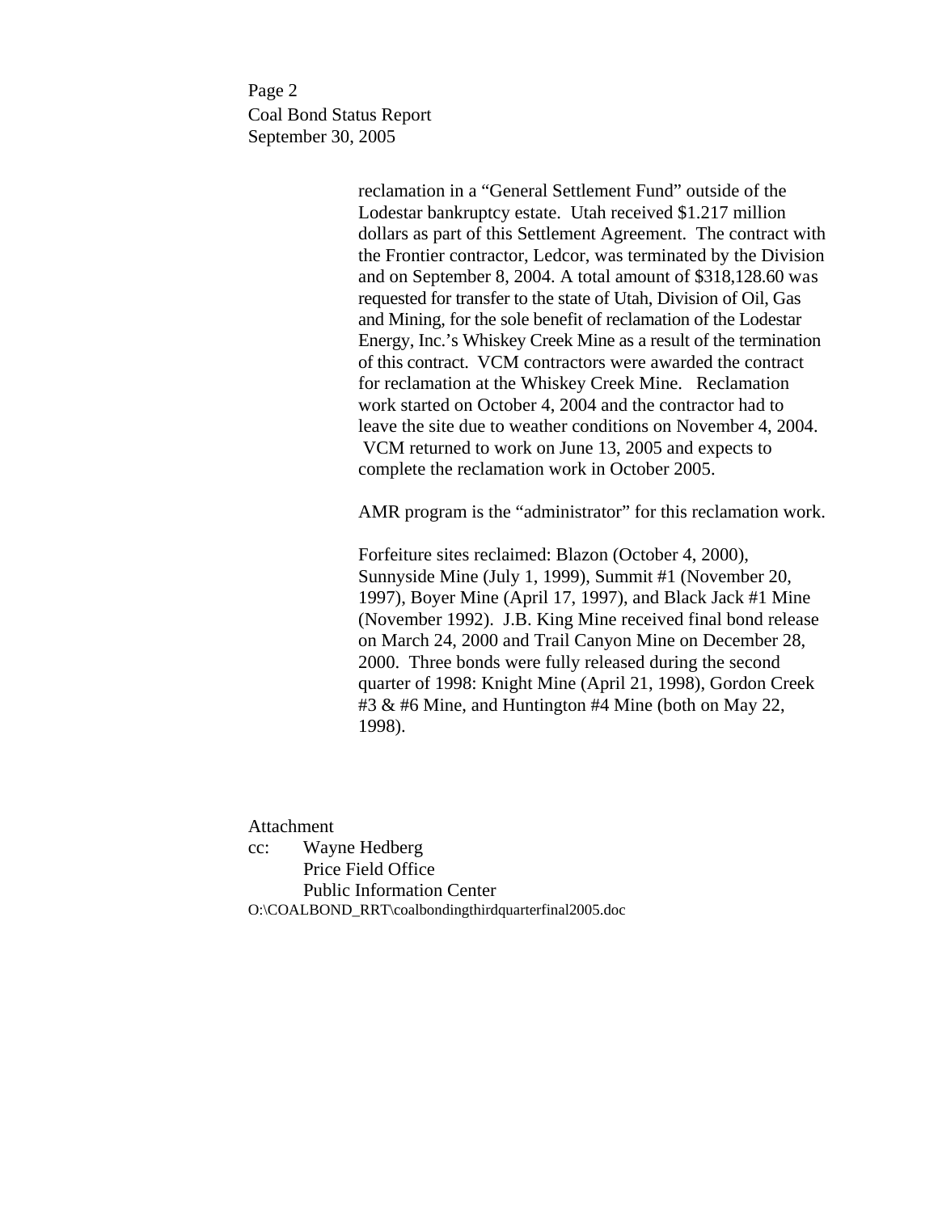reclamation in a "General Settlement Fund" outside of the Lodestar bankruptcy estate. Utah received $1.217 million dollars as part of this Settlement Agreement. The contract with the Frontier contractor, Ledcor, was terminated by the Division and on September 8, 2004. A total amount of $318,128.60 was requested for transfer to the state of Utah, Division of Oil, Gas and Mining, for the sole benefit of reclamation of the Lodestar Energy, Inc.'s Whiskey Creek Mine as a result of the termination of this contract. VCM contractors were awarded the contract for reclamation at the Whiskey Creek Mine. Reclamation work started on October 4, 2004 and the contractor had to leave the site due to weather conditions on November 4, 2004. VCM returned to work on June 13, 2005 and expects to complete the reclamation work in October 2005.

AMR program is the "administrator" for this reclamation work.

Forfeiture sites reclaimed: Blazon (October 4, 2000), Sunnyside Mine (July 1, 1999), Summit #1 (November 20, 1997), Boyer Mine (April 17, 1997), and Black Jack #1 Mine (November 1992). J.B. King Mine received final bond release on March 24, 2000 and Trail Canyon Mine on December 28, 2000. Three bonds were fully released during the second quarter of 1998: Knight Mine (April 21, 1998), Gordon Creek #3 & #6 Mine, and Huntington #4 Mine (both on May 22, 1998).

Attachment

cc: Wayne Hedberg
Price Field Office
Public Information Center

O:\COALBOND_RRT\coalbondingthirdquarterfinal2005.doc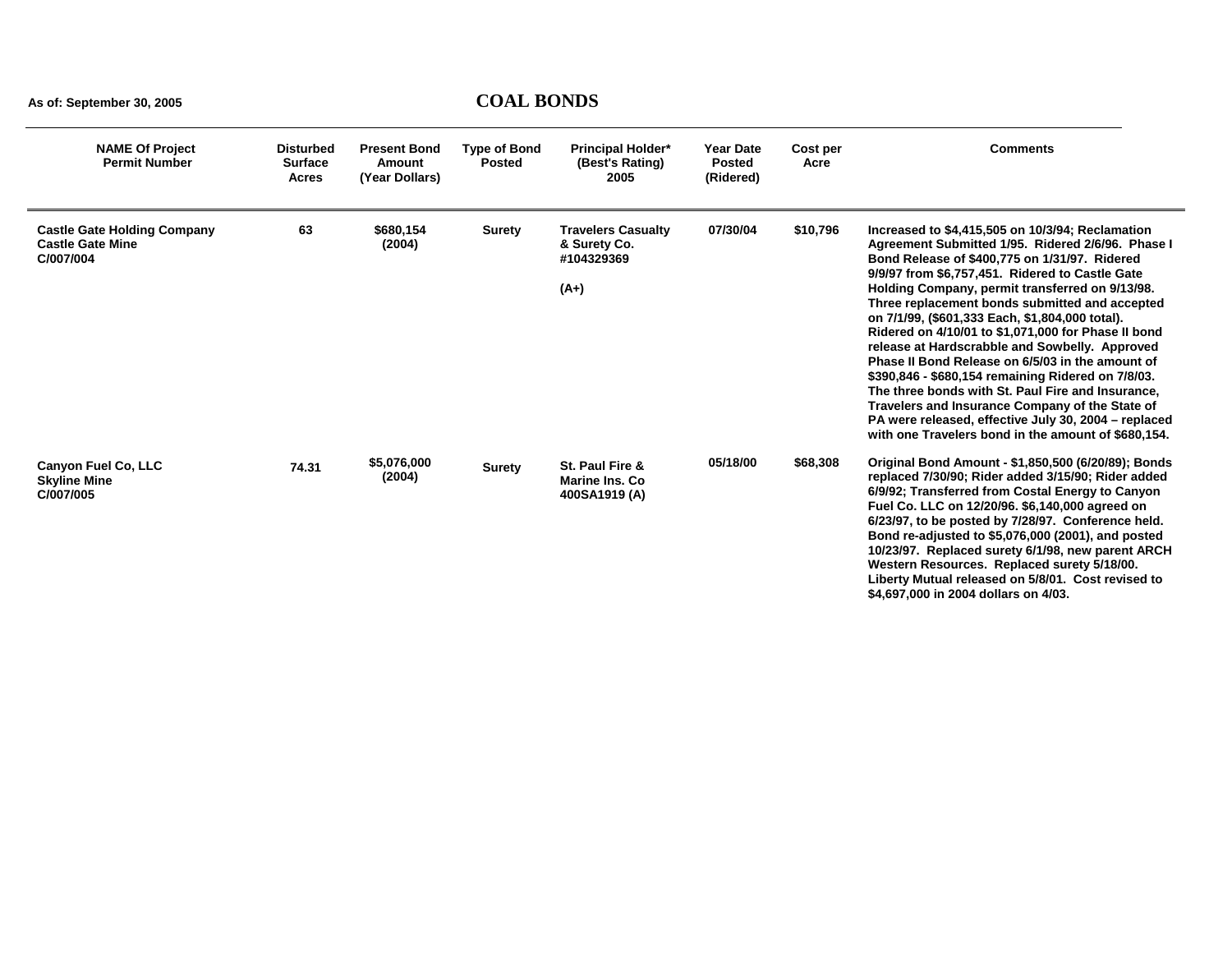As of: September 30, 2005

# COAL BONDS

| NAME Of Project Permit Number | Disturbed Surface Acres | Present Bond Amount (Year Dollars) | Type of Bond Posted | Principal Holder* (Best's Rating) 2005 | Year Date Posted (Ridered) | Cost per Acre | Comments |
|---|---|---|---|---|---|---|---|
| **Castle Gate Holding Company** **Castle Gate Mine** C/007/004 | 63 | $680,154 (2004) | Surety | Travelers Casualty & Surety Co. #104329369 (A+) | 07/30/04 | $10,796 | Increased to $4,415,505 on 10/3/94; Reclamation Agreement Submitted 1/95. Ridered 2/6/96. Phase I Bond Release of $400,775 on 1/31/97. Ridered 9/9/97 from $6,757,451. Ridered to Castle Gate Holding Company, permit transferred on 9/13/98. Three replacement bonds submitted and accepted on 7/1/99, ($601,333 Each, $1,804,000 total). Ridered on 4/10/01 to $1,071,000 for Phase II bond release at Hardscrabble and Sowbelly. Approved Phase II Bond Release on 6/5/03 in the amount of $390,846 - $680,154 remaining Ridered on 7/8/03. The three bonds with St. Paul Fire and Insurance, Travelers and Insurance Company of the State of PA were released, effective July 30, 2004 – replaced with one Travelers bond in the amount of $680,154. |
| **Canyon Fuel Co, LLC** **Skyline Mine** C/007/005 | 74.31 | $5,076,000 (2004) | Surety | St. Paul Fire & Marine Ins. Co 400SA1919 (A) | 05/18/00 | $68,308 | Original Bond Amount - $1,850,500 (6/20/89); Bonds replaced 7/30/90; Rider added 3/15/90; Rider added 6/9/92; Transferred from Costal Energy to Canyon Fuel Co. LLC on 12/20/96. $6,140,000 agreed on 6/23/97, to be posted by 7/28/97. Conference held. Bond re-adjusted to $5,076,000 (2001), and posted 10/23/97. Replaced surety 6/1/98, new parent ARCH Western Resources. Replaced surety 5/18/00. Liberty Mutual released on 5/8/01. Cost revised to $4,697,000 in 2004 dollars on 4/03. |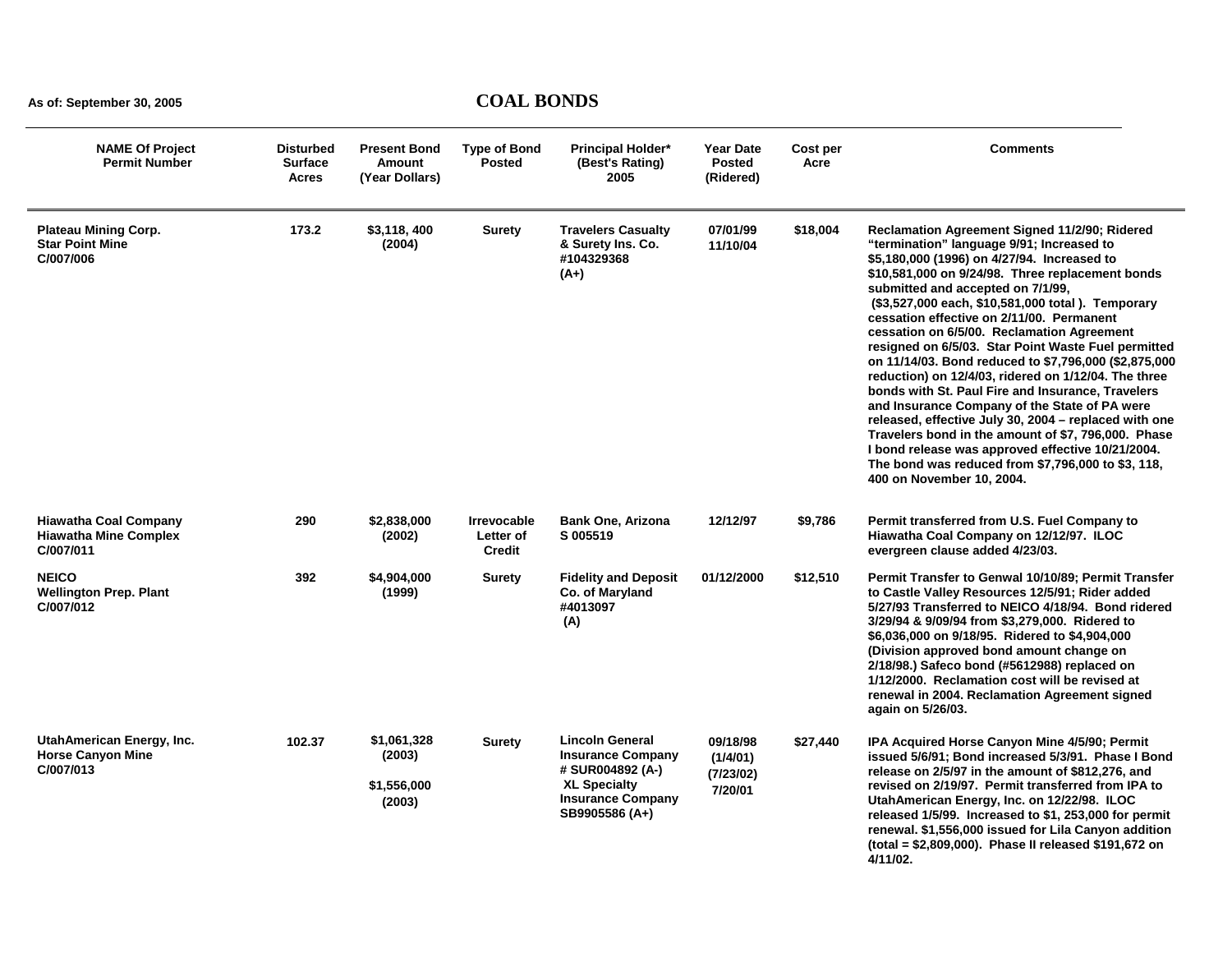As of: September 30, 2005

# COAL BONDS

| NAME Of Project Permit Number | Disturbed Surface Acres | Present Bond Amount (Year Dollars) | Type of Bond Posted | Principal Holder* (Best's Rating) 2005 | Year Date Posted (Ridered) | Cost per Acre | Comments |
|---|---|---|---|---|---|---|---|
| Plateau Mining Corp. Star Point Mine C/007/006 | 173.2 | $3,118, 400 (2004) | Surety | Travelers Casualty & Surety Ins. Co. #104329368 (A+) | 07/01/99 11/10/04 | $18,004 | Reclamation Agreement Signed 11/2/90; Ridered "termination" language 9/91; Increased to $5,180,000 (1996) on 4/27/94. Increased to $10,581,000 on 9/24/98. Three replacement bonds submitted and accepted on 7/1/99, ($3,527,000 each, $10,581,000 total ). Temporary cessation effective on 2/11/00. Permanent cessation on 6/5/00. Reclamation Agreement resigned on 6/5/03. Star Point Waste Fuel permitted on 11/14/03. Bond reduced to $7,796,000 ($2,875,000 reduction) on 12/4/03, ridered on 1/12/04. The three bonds with St. Paul Fire and Insurance, Travelers and Insurance Company of the State of PA were released, effective July 30, 2004 – replaced with one Travelers bond in the amount of $7, 796,000. Phase I bond release was approved effective 10/21/2004. The bond was reduced from $7,796,000 to $3, 118, 400 on November 10, 2004. |
| Hiawatha Coal Company Hiawatha Mine Complex C/007/011 | 290 | $2,838,000 (2002) | Irrevocable Letter of Credit | Bank One, Arizona S 005519 | 12/12/97 | $9,786 | Permit transferred from U.S. Fuel Company to Hiawatha Coal Company on 12/12/97. ILOC evergreen clause added 4/23/03. |
| NEICO Wellington Prep. Plant C/007/012 | 392 | $4,904,000 (1999) | Surety | Fidelity and Deposit Co. of Maryland #4013097 (A) | 01/12/2000 | $12,510 | Permit Transfer to Genwal 10/10/89; Permit Transfer to Castle Valley Resources 12/5/91; Rider added 5/27/93 Transferred to NEICO 4/18/94. Bond ridered 3/29/94 & 9/09/94 from $3,279,000. Ridered to $6,036,000 on 9/18/95. Ridered to $4,904,000 (Division approved bond amount change on 2/18/98.) Safeco bond (#5612988) replaced on 1/12/2000. Reclamation cost will be revised at renewal in 2004. Reclamation Agreement signed again on 5/26/03. |
| UtahAmerican Energy, Inc. Horse Canyon Mine C/007/013 | 102.37 | $1,061,328 (2003) $1,556,000 (2003) | Surety | Lincoln General Insurance Company # SUR004892 (A-) XL Specialty Insurance Company SB9905586 (A+) | 09/18/98 (1/4/01) (7/23/02) 7/20/01 | $27,440 | IPA Acquired Horse Canyon Mine 4/5/90; Permit issued 5/6/91; Bond increased 5/3/91. Phase I Bond release on 2/5/97 in the amount of $812,276, and revised on 2/19/97. Permit transferred from IPA to UtahAmerican Energy, Inc. on 12/22/98. ILOC released 1/5/99. Increased to $1, 253,000 for permit renewal. $1,556,000 issued for Lila Canyon addition (total = $2,809,000). Phase II released $191,672 on 4/11/02. |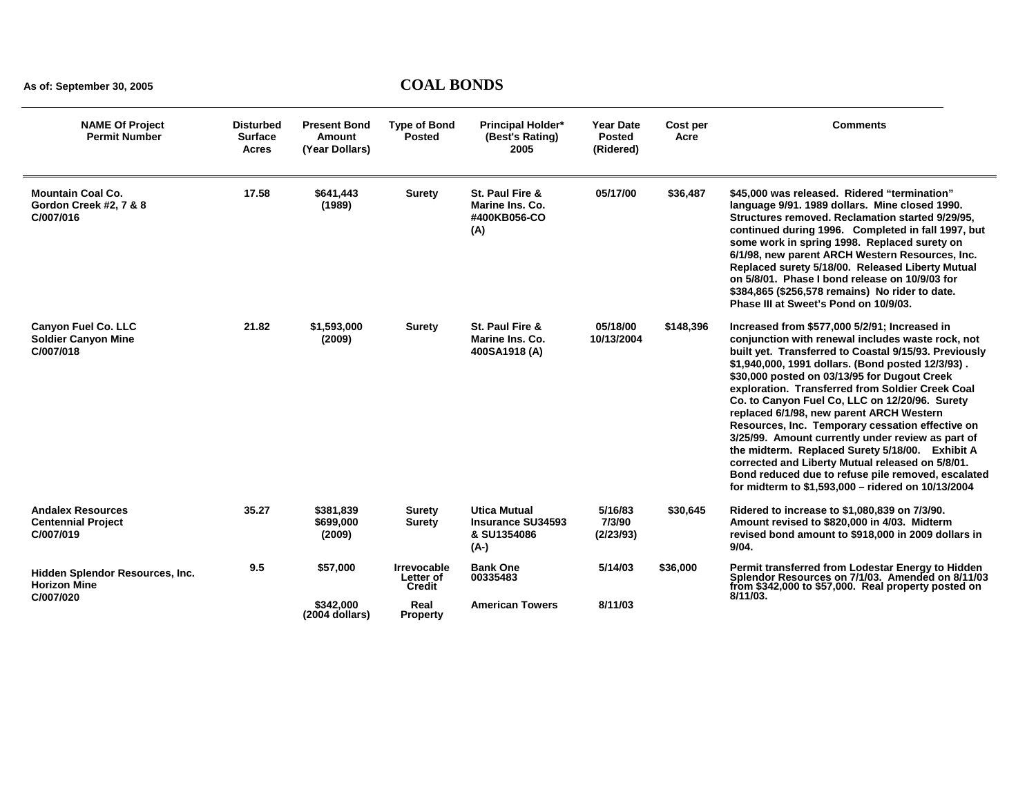As of: September 30, 2005

# COAL BONDS

| NAME Of Project Permit Number | Disturbed Surface Acres | Present Bond Amount (Year Dollars) | Type of Bond Posted | Principal Holder* (Best's Rating) 2005 | Year Date Posted (Ridered) | Cost per Acre | Comments |
|---|---|---|---|---|---|---|---|
| Mountain Coal Co. Gordon Creek #2, 7 & 8 C/007/016 | 17.58 | $641,443 (1989) | Surety | St. Paul Fire & Marine Ins. Co. #400KB056-CO (A) | 05/17/00 | $36,487 | $45,000 was released. Ridered "termination" language 9/91. 1989 dollars. Mine closed 1990. Structures removed. Reclamation started 9/29/95, continued during 1996. Completed in fall 1997, but some work in spring 1998. Replaced surety on 6/1/98, new parent ARCH Western Resources, Inc. Replaced surety 5/18/00. Released Liberty Mutual on 5/8/01. Phase I bond release on 10/9/03 for $384,865 ($256,578 remains) No rider to date. Phase III at Sweet's Pond on 10/9/03. |
| Canyon Fuel Co. LLC Soldier Canyon Mine C/007/018 | 21.82 | $1,593,000 (2009) | Surety | St. Paul Fire & Marine Ins. Co. 400SA1918 (A) | 05/18/00 10/13/2004 | $148,396 | Increased from $577,000 5/2/91; Increased in conjunction with renewal includes waste rock, not built yet. Transferred to Coastal 9/15/93. Previously $1,940,000, 1991 dollars. (Bond posted 12/3/93) . $30,000 posted on 03/13/95 for Dugout Creek exploration. Transferred from Soldier Creek Coal Co. to Canyon Fuel Co, LLC on 12/20/96. Surety replaced 6/1/98, new parent ARCH Western Resources, Inc. Temporary cessation effective on 3/25/99. Amount currently under review as part of the midterm. Replaced Surety 5/18/00. Exhibit A corrected and Liberty Mutual released on 5/8/01. Bond reduced due to refuse pile removed, escalated for midterm to $1,593,000 – ridered on 10/13/2004 |
| Andalex Resources Centennial Project C/007/019 | 35.27 | $381,839 $699,000 (2009) | Surety Surety | Utica Mutual Insurance SU34593 & SU1354086 (A-) | 5/16/83 7/3/90 (2/23/93) | $30,645 | Ridered to increase to $1,080,839 on 7/3/90. Amount revised to $820,000 in 4/03. Midterm revised bond amount to $918,000 in 2009 dollars in 9/04. |
| Hidden Splendor Resources, Inc. Horizon Mine C/007/020 | 9.5 | $57,000 | Irrevocable Letter of Credit | Bank One 00335483 | 5/14/03 | $36,000 | Permit transferred from Lodestar Energy to Hidden Splendor Resources on 7/1/03. Amended on 8/11/03 from $342,000 to $57,000. Real property posted on 8/11/03. |
| | | $342,000 (2004 dollars) | Real Property | American Towers | 8/11/03 | | |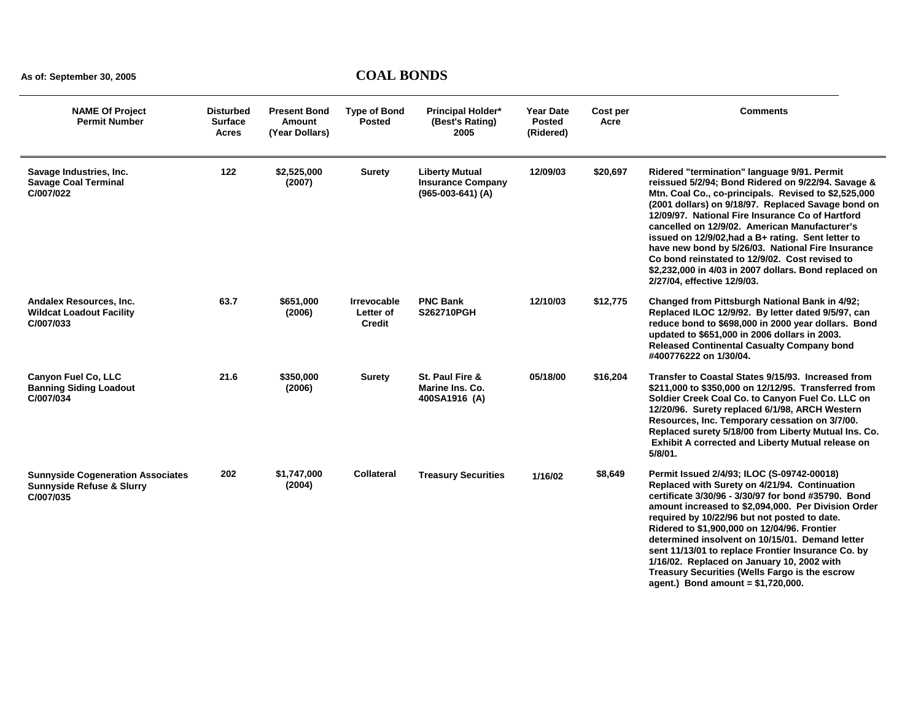As of: September 30, 2005

# COAL BONDS

| NAME Of Project Permit Number | Disturbed Surface Acres | Present Bond Amount (Year Dollars) | Type of Bond Posted | Principal Holder* (Best's Rating) 2005 | Year Date Posted (Ridered) | Cost per Acre | Comments |
|---|---|---|---|---|---|---|---|
| Savage Industries, Inc. Savage Coal Terminal C/007/022 | 122 | $2,525,000 (2007) | Surety | Liberty Mutual Insurance Company (965-003-641) (A) | 12/09/03 | $20,697 | Ridered "termination" language 9/91. Permit reissued 5/2/94; Bond Ridered on 9/22/94. Savage & Mtn. Coal Co., co-principals. Revised to $2,525,000 (2001 dollars) on 9/18/97. Replaced Savage bond on 12/09/97. National Fire Insurance Co of Hartford cancelled on 12/9/02. American Manufacturer's issued on 12/9/02,had a B+ rating. Sent letter to have new bond by 5/26/03. National Fire Insurance Co bond reinstated to 12/9/02. Cost revised to $2,232,000 in 4/03 in 2007 dollars. Bond replaced on 2/27/04, effective 12/9/03. |
| Andalex Resources, Inc. Wildcat Loadout Facility C/007/033 | 63.7 | $651,000 (2006) | Irrevocable Letter of Credit | PNC Bank S262710PGH | 12/10/03 | $12,775 | Changed from Pittsburgh National Bank in 4/92; Replaced ILOC 12/9/92. By letter dated 9/5/97, can reduce bond to $698,000 in 2000 year dollars. Bond updated to $651,000 in 2006 dollars in 2003. Released Continental Casualty Company bond #400776222 on 1/30/04. |
| Canyon Fuel Co, LLC Banning Siding Loadout C/007/034 | 21.6 | $350,000 (2006) | Surety | St. Paul Fire & Marine Ins. Co. 400SA1916 (A) | 05/18/00 | $16,204 | Transfer to Coastal States 9/15/93. Increased from $211,000 to $350,000 on 12/12/95. Transferred from Soldier Creek Coal Co. to Canyon Fuel Co. LLC on 12/20/96. Surety replaced 6/1/98, ARCH Western Resources, Inc. Temporary cessation on 3/7/00. Replaced surety 5/18/00 from Liberty Mutual Ins. Co. Exhibit A corrected and Liberty Mutual release on 5/8/01. |
| Sunnyside Cogeneration Associates Sunnyside Refuse & Slurry C/007/035 | 202 | $1,747,000 (2004) | Collateral | Treasury Securities | 1/16/02 | $8,649 | Permit Issued 2/4/93; ILOC (S-09742-00018) Replaced with Surety on 4/21/94. Continuation certificate 3/30/96 - 3/30/97 for bond #35790. Bond amount increased to $2,094,000. Per Division Order required by 10/22/96 but not posted to date. Ridered to $1,900,000 on 12/04/96. Frontier determined insolvent on 10/15/01. Demand letter sent 11/13/01 to replace Frontier Insurance Co. by 1/16/02. Replaced on January 10, 2002 with Treasury Securities (Wells Fargo is the escrow agent.) Bond amount = $1,720,000. |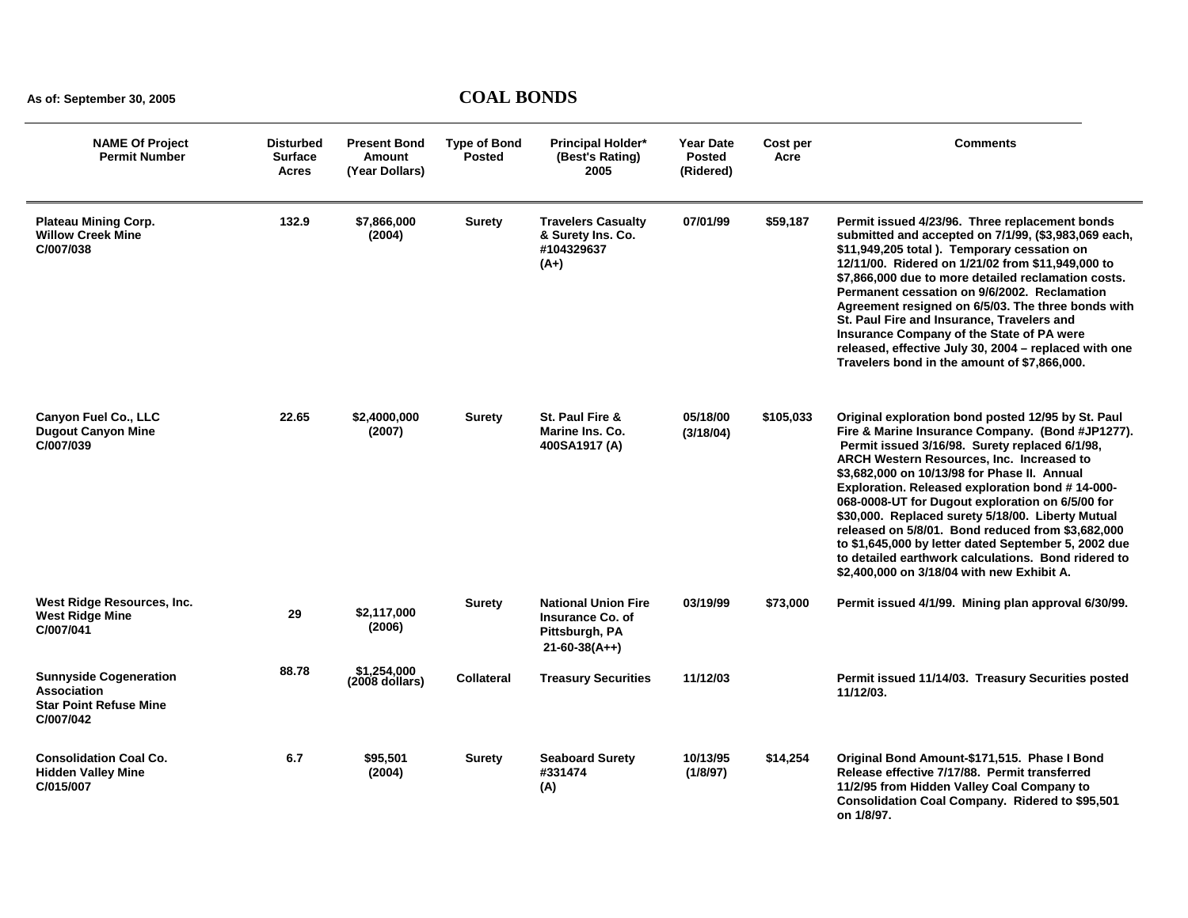As of: September 30, 2005

# COAL BONDS

| NAME Of Project Permit Number | Disturbed Surface Acres | Present Bond Amount (Year Dollars) | Type of Bond Posted | Principal Holder* (Best's Rating) 2005 | Year Date Posted (Ridered) | Cost per Acre | Comments |
|---|---|---|---|---|---|---|---|
| Plateau Mining Corp. Willow Creek Mine C/007/038 | 132.9 | $7,866,000 (2004) | Surety | Travelers Casualty & Surety Ins. Co. #104329637 (A+) | 07/01/99 | $59,187 | Permit issued 4/23/96. Three replacement bonds submitted and accepted on 7/1/99, ($3,983,069 each, $11,949,205 total ). Temporary cessation on 12/11/00. Ridered on 1/21/02 from $11,949,000 to $7,866,000 due to more detailed reclamation costs. Permanent cessation on 9/6/2002. Reclamation Agreement resigned on 6/5/03. The three bonds with St. Paul Fire and Insurance, Travelers and Insurance Company of the State of PA were released, effective July 30, 2004 – replaced with one Travelers bond in the amount of $7,866,000. |
| Canyon Fuel Co., LLC Dugout Canyon Mine C/007/039 | 22.65 | $2,4000,000 (2007) | Surety | St. Paul Fire & Marine Ins. Co. 400SA1917 (A) | 05/18/00 (3/18/04) | $105,033 | Original exploration bond posted 12/95 by St. Paul Fire & Marine Insurance Company. (Bond #JP1277). Permit issued 3/16/98. Surety replaced 6/1/98, ARCH Western Resources, Inc. Increased to $3,682,000 on 10/13/98 for Phase II. Annual Exploration. Released exploration bond # 14-000-068-0008-UT for Dugout exploration on 6/5/00 for $30,000. Replaced surety 5/18/00. Liberty Mutual released on 5/8/01. Bond reduced from $3,682,000 to $1,645,000 by letter dated September 5, 2002 due to detailed earthwork calculations. Bond ridered to $2,400,000 on 3/18/04 with new Exhibit A. |
| West Ridge Resources, Inc. West Ridge Mine C/007/041 | 29 | $2,117,000 (2006) | Surety | National Union Fire Insurance Co. of Pittsburgh, PA 21-60-38(A++) | 03/19/99 | $73,000 | Permit issued 4/1/99. Mining plan approval 6/30/99. |
| Sunnyside Cogeneration Association Star Point Refuse Mine C/007/042 | 88.78 | $1,254,000 (2008 dollars) | Collateral | Treasury Securities | 11/12/03 | | Permit issued 11/14/03. Treasury Securities posted 11/12/03. |
| Consolidation Coal Co. Hidden Valley Mine C/015/007 | 6.7 | $95,501 (2004) | Surety | Seaboard Surety #331474 (A) | 10/13/95 (1/8/97) | $14,254 | Original Bond Amount-$171,515. Phase I Bond Release effective 7/17/88. Permit transferred 11/2/95 from Hidden Valley Coal Company to Consolidation Coal Company. Ridered to $95,501 on 1/8/97. |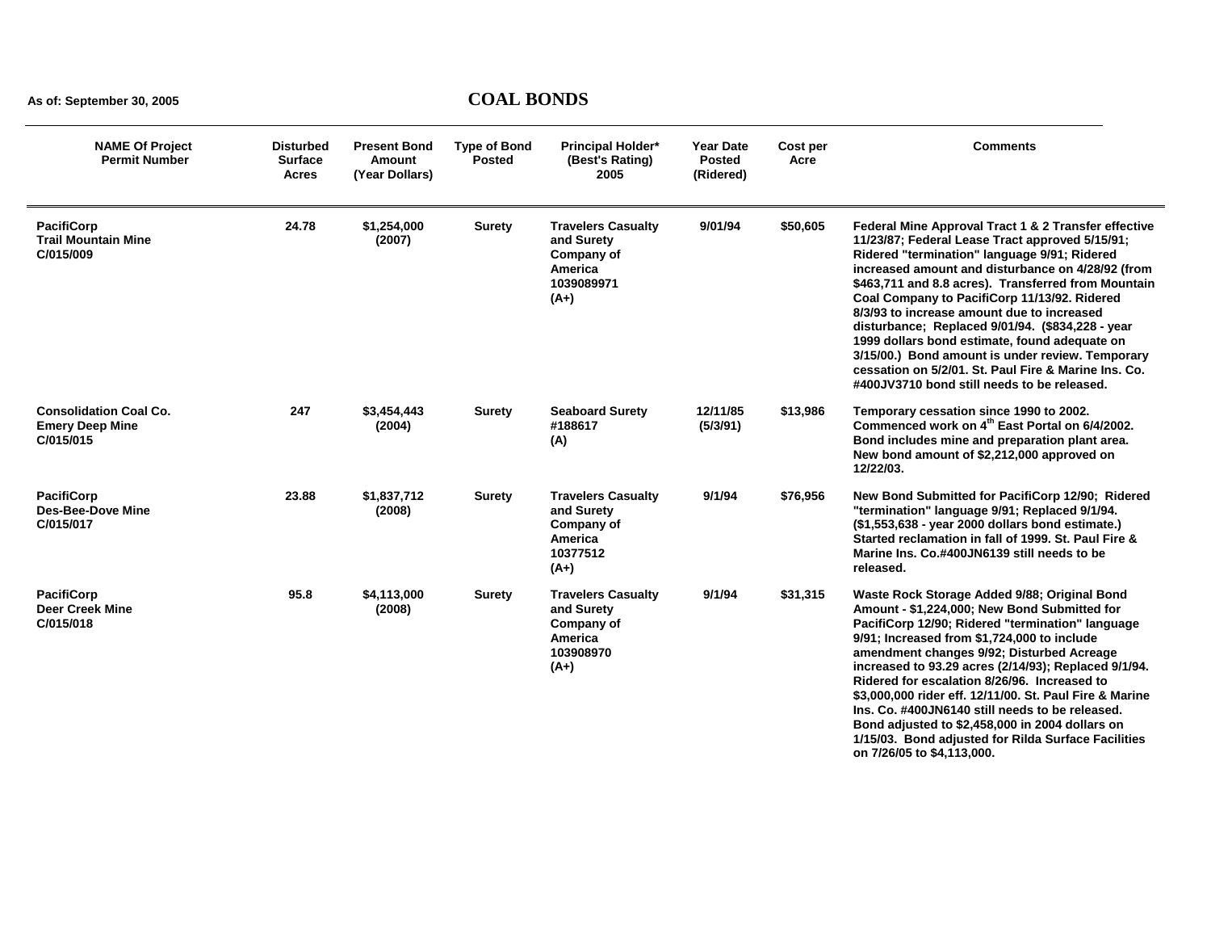As of: September 30, 2005

# COAL BONDS

| NAME Of Project Permit Number | Disturbed Surface Acres | Present Bond Amount (Year Dollars) | Type of Bond Posted | Principal Holder* (Best's Rating) 2005 | Year Date Posted (Ridered) | Cost per Acre | Comments |
|---|---|---|---|---|---|---|---|
| PacifiCorp Trail Mountain Mine C/015/009 | 24.78 | $1,254,000 (2007) | Surety | Travelers Casualty and Surety Company of America 1039089971 (A+) | 9/01/94 | $50,605 | Federal Mine Approval Tract 1 & 2 Transfer effective 11/23/87; Federal Lease Tract approved 5/15/91; Ridered "termination" language 9/91; Ridered increased amount and disturbance on 4/28/92 (from $463,711 and 8.8 acres). Transferred from Mountain Coal Company to PacifiCorp 11/13/92. Ridered 8/3/93 to increase amount due to increased disturbance; Replaced 9/01/94. ($834,228 - year 1999 dollars bond estimate, found adequate on 3/15/00.) Bond amount is under review. Temporary cessation on 5/2/01. St. Paul Fire & Marine Ins. Co. #400JV3710 bond still needs to be released. |
| Consolidation Coal Co. Emery Deep Mine C/015/015 | 247 | $3,454,443 (2004) | Surety | Seaboard Surety #188617 (A) | 12/11/85 (5/3/91) | $13,986 | Temporary cessation since 1990 to 2002. Commenced work on 4th East Portal on 6/4/2002. Bond includes mine and preparation plant area. New bond amount of $2,212,000 approved on 12/22/03. |
| PacifiCorp Des-Bee-Dove Mine C/015/017 | 23.88 | $1,837,712 (2008) | Surety | Travelers Casualty and Surety Company of America 10377512 (A+) | 9/1/94 | $76,956 | New Bond Submitted for PacifiCorp 12/90; Ridered "termination" language 9/91; Replaced 9/1/94. ($1,553,638 - year 2000 dollars bond estimate.) Started reclamation in fall of 1999. St. Paul Fire & Marine Ins. Co.#400JN6139 still needs to be released. |
| PacifiCorp Deer Creek Mine C/015/018 | 95.8 | $4,113,000 (2008) | Surety | Travelers Casualty and Surety Company of America 103908970 (A+) | 9/1/94 | $31,315 | Waste Rock Storage Added 9/88; Original Bond Amount - $1,224,000; New Bond Submitted for PacifiCorp 12/90; Ridered "termination" language 9/91; Increased from $1,724,000 to include amendment changes 9/92; Disturbed Acreage increased to 93.29 acres (2/14/93); Replaced 9/1/94. Ridered for escalation 8/26/96. Increased to $3,000,000 rider eff. 12/11/00. St. Paul Fire & Marine Ins. Co. #400JN6140 still needs to be released. Bond adjusted to $2,458,000 in 2004 dollars on 1/15/03. Bond adjusted for Rilda Surface Facilities on 7/26/05 to $4,113,000. |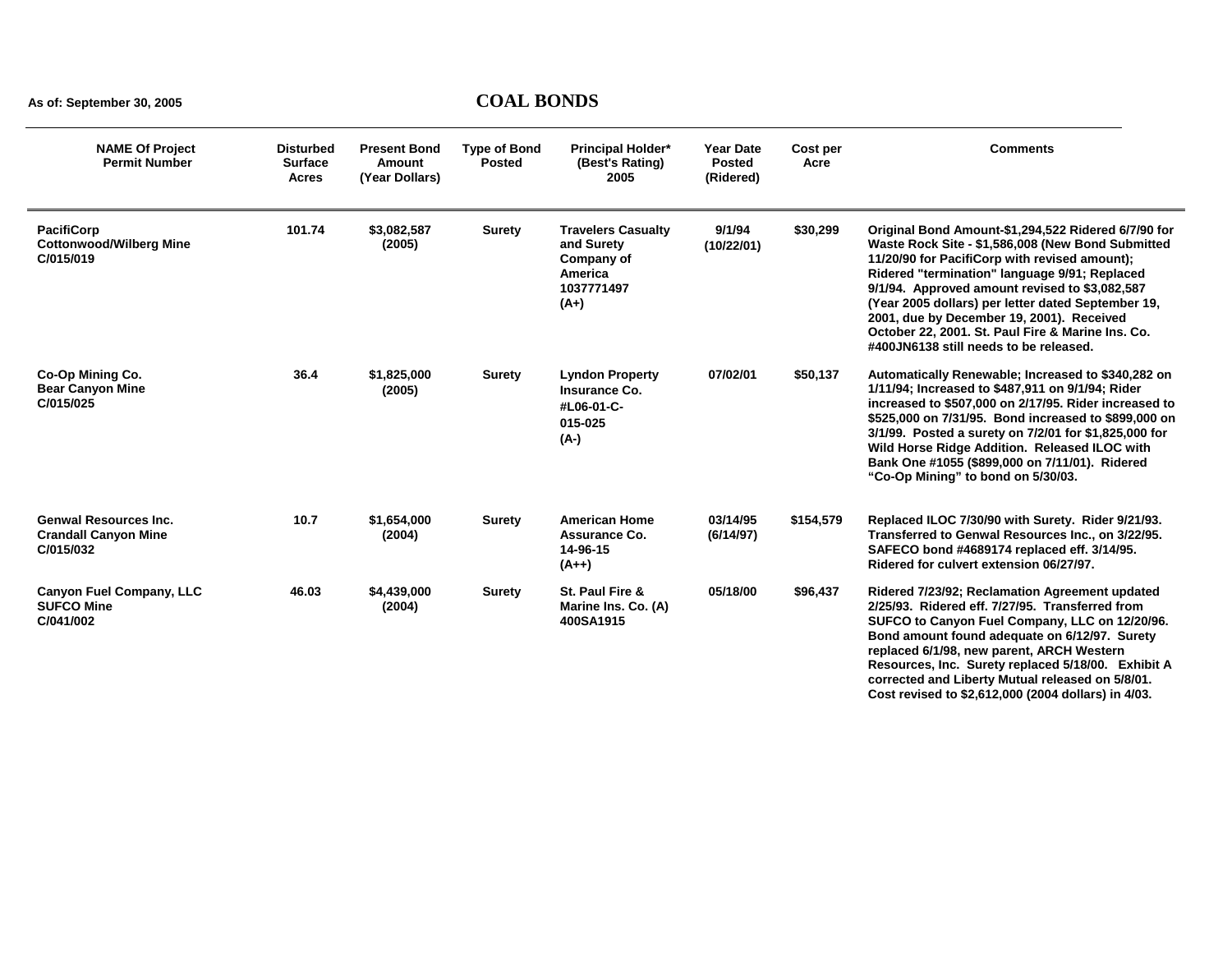As of: September 30, 2005

# COAL BONDS

| NAME Of Project Permit Number | Disturbed Surface Acres | Present Bond Amount (Year Dollars) | Type of Bond Posted | Principal Holder* (Best's Rating) 2005 | Year Date Posted (Ridered) | Cost per Acre | Comments |
|---|---|---|---|---|---|---|---|
| **PacifiCorp** Cottonwood/Wilberg Mine C/015/019 | 101.74 | $3,082,587 (2005) | Surety | Travelers Casualty and Surety Company of America 1037771497 (A+) | 9/1/94 (10/22/01) | $30,299 | Original Bond Amount-$1,294,522 Ridered 6/7/90 for Waste Rock Site - $1,586,008 (New Bond Submitted 11/20/90 for PacifiCorp with revised amount); Ridered "termination" language 9/91; Replaced 9/1/94. Approved amount revised to $3,082,587 (Year 2005 dollars) per letter dated September 19, 2001, due by December 19, 2001). Received October 22, 2001. St. Paul Fire & Marine Ins. Co. #400JN6138 still needs to be released. |
| **Co-Op Mining Co.** Bear Canyon Mine C/015/025 | 36.4 | $1,825,000 (2005) | Surety | Lyndon Property Insurance Co. #L06-01-C-015-025 (A-) | 07/02/01 | $50,137 | Automatically Renewable; Increased to $340,282 on 1/11/94; Increased to $487,911 on 9/1/94; Rider increased to $507,000 on 2/17/95. Rider increased to $525,000 on 7/31/95. Bond increased to $899,000 on 3/1/99. Posted a surety on 7/2/01 for $1,825,000 for Wild Horse Ridge Addition. Released ILOC with Bank One #1055 ($899,000 on 7/11/01). Ridered "Co-Op Mining" to bond on 5/30/03. |
| **Genwal Resources Inc.** Crandall Canyon Mine C/015/032 | 10.7 | $1,654,000 (2004) | Surety | American Home Assurance Co. 14-96-15 (A++) | 03/14/95 (6/14/97) | $154,579 | Replaced ILOC 7/30/90 with Surety. Rider 9/21/93. Transferred to Genwal Resources Inc., on 3/22/95. SAFECO bond #4689174 replaced eff. 3/14/95. Ridered for culvert extension 06/27/97. |
| **Canyon Fuel Company, LLC** SUFCO Mine C/041/002 | 46.03 | $4,439,000 (2004) | Surety | St. Paul Fire & Marine Ins. Co. (A) 400SA1915 | 05/18/00 | $96,437 | Ridered 7/23/92; Reclamation Agreement updated 2/25/93. Ridered eff. 7/27/95. Transferred from SUFCO to Canyon Fuel Company, LLC on 12/20/96. Bond amount found adequate on 6/12/97. Surety replaced 6/1/98, new parent, ARCH Western Resources, Inc. Surety replaced 5/18/00. Exhibit A corrected and Liberty Mutual released on 5/8/01. Cost revised to $2,612,000 (2004 dollars) in 4/03. |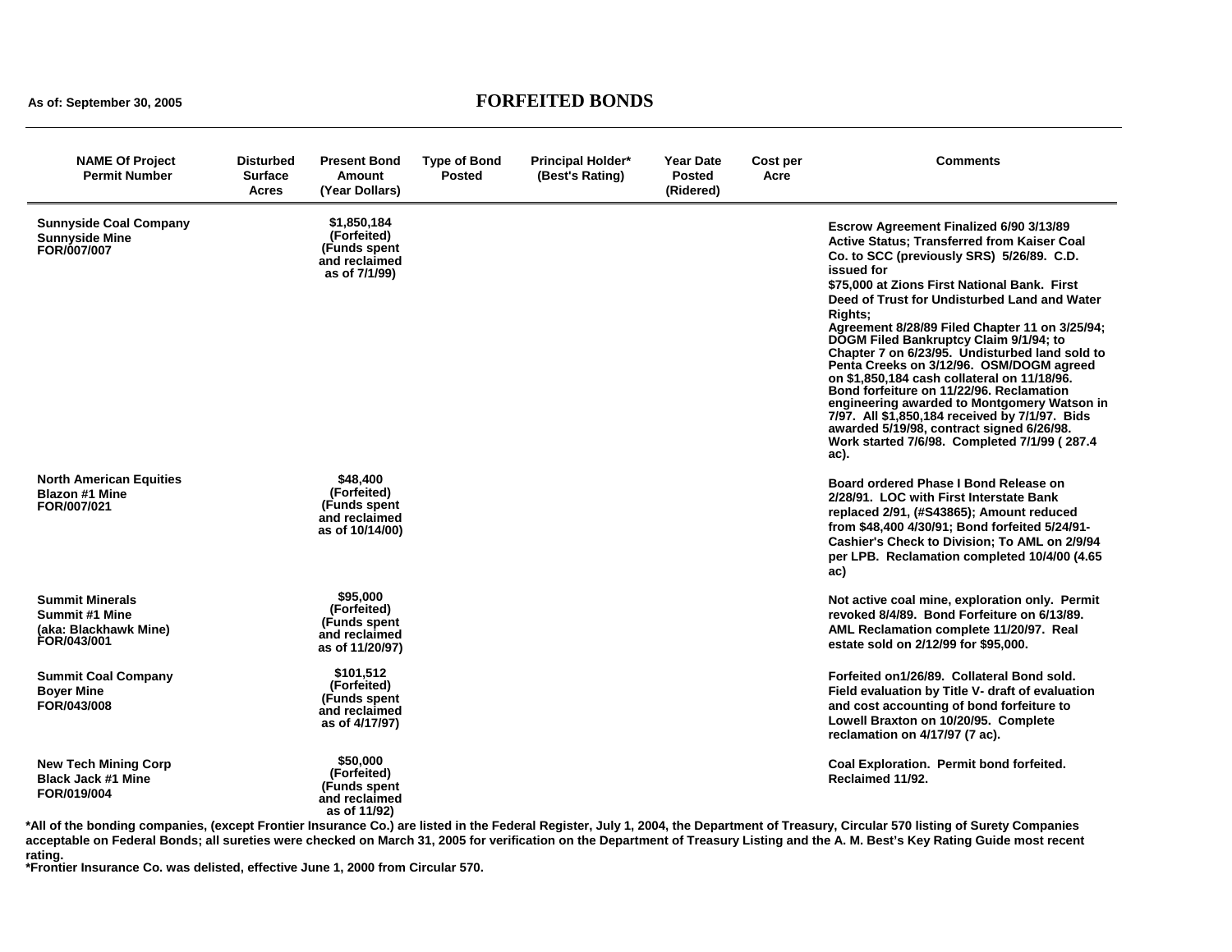As of: September 30, 2005

# FORFEITED BONDS

| NAME Of Project Permit Number | Disturbed Surface Acres | Present Bond Amount (Year Dollars) | Type of Bond Posted | Principal Holder* (Best's Rating) | Year Date Posted (Ridered) | Cost per Acre | Comments |
|---|---|---|---|---|---|---|---|
| **Sunnyside Coal Company** **Sunnyside Mine** **FOR/007/007** | | **$1,850,184 (Forfeited) (Funds spent and reclaimed as of 7/1/99)** | | | | | **Escrow Agreement Finalized 6/90 3/13/89 Active Status; Transferred from Kaiser Coal Co. to SCC (previously SRS) 5/26/89. C.D. issued for $75,000 at Zions First National Bank. First Deed of Trust for Undisturbed Land and Water Rights; Agreement 8/28/89 Filed Chapter 11 on 3/25/94; DOGM Filed Bankruptcy Claim 9/1/94; to Chapter 7 on 6/23/95. Undisturbed land sold to Penta Creeks on 3/12/96. OSM/DOGM agreed on $1,850,184 cash collateral on 11/18/96. Bond forfeiture on 11/22/96. Reclamation engineering awarded to Montgomery Watson in 7/97. All $1,850,184 received by 7/1/97. Bids awarded 5/19/98, contract signed 6/26/98. Work started 7/6/98. Completed 7/1/99 ( 287.4 ac).** |
| **North American Equities** **Blazon #1 Mine** **FOR/007/021** | | **$48,400 (Forfeited) (Funds spent and reclaimed as of 10/14/00)** | | | | | **Board ordered Phase I Bond Release on 2/28/91. LOC with First Interstate Bank replaced 2/91, (#S43865); Amount reduced from $48,400 4/30/91; Bond forfeited 5/24/91- Cashier's Check to Division; To AML on 2/9/94 per LPB. Reclamation completed 10/4/00 (4.65 ac)** |
| **Summit Minerals** **Summit #1 Mine** **(aka: Blackhawk Mine)** **FOR/043/001** | | **$95,000 (Forfeited) (Funds spent and reclaimed as of 11/20/97)** | | | | | **Not active coal mine, exploration only. Permit revoked 8/4/89. Bond Forfeiture on 6/13/89. AML Reclamation complete 11/20/97. Real estate sold on 2/12/99 for $95,000.** |
| **Summit Coal Company** **Boyer Mine** **FOR/043/008** | | **$101,512 (Forfeited) (Funds spent and reclaimed as of 4/17/97)** | | | | | **Forfeited on1/26/89. Collateral Bond sold. Field evaluation by Title V- draft of evaluation and cost accounting of bond forfeiture to Lowell Braxton on 10/20/95. Complete reclamation on 4/17/97 (7 ac).** |
| **New Tech Mining Corp** **Black Jack #1 Mine** **FOR/019/004** | | **$50,000 (Forfeited) (Funds spent and reclaimed as of 11/92)** | | | | | **Coal Exploration. Permit bond forfeited. Reclaimed 11/92.** |

**\*All of the bonding companies, (except Frontier Insurance Co.) are listed in the Federal Register, July 1, 2004, the Department of Treasury, Circular 570 listing of Surety Companies acceptable on Federal Bonds; all sureties were checked on March 31, 2005 for verification on the Department of Treasury Listing and the A. M. Best's Key Rating Guide most recent rating.**

**\*Frontier Insurance Co. was delisted, effective June 1, 2000 from Circular 570.**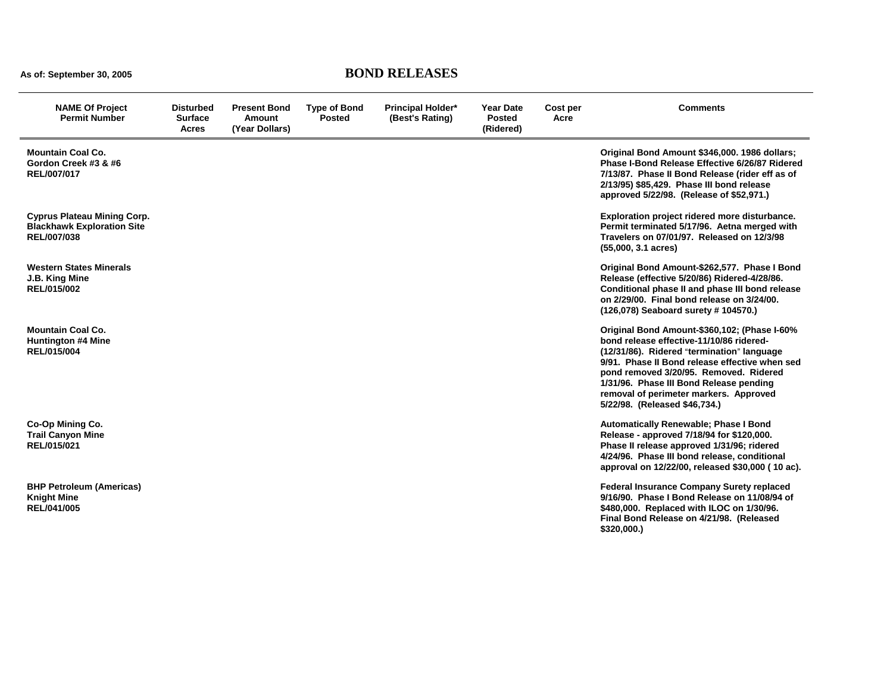As of: September 30, 2005

# BOND RELEASES

| NAME Of Project Permit Number | Disturbed Surface Acres | Present Bond Amount (Year Dollars) | Type of Bond Posted | Principal Holder* (Best's Rating) | Year Date Posted (Ridered) | Cost per Acre | Comments |
|---|---|---|---|---|---|---|---|
| Mountain Coal Co. Gordon Creek #3 & #6 REL/007/017 | | | | | | | Original Bond Amount $346,000. 1986 dollars; Phase I-Bond Release Effective 6/26/87 Ridered 7/13/87. Phase II Bond Release (rider eff as of 2/13/95) $85,429. Phase III bond release approved 5/22/98. (Release of $52,971.) |
| Cyprus Plateau Mining Corp. Blackhawk Exploration Site REL/007/038 | | | | | | | Exploration project ridered more disturbance. Permit terminated 5/17/96. Aetna merged with Travelers on 07/01/97. Released on 12/3/98 (55,000, 3.1 acres) |
| Western States Minerals J.B. King Mine REL/015/002 | | | | | | | Original Bond Amount-$262,577. Phase I Bond Release (effective 5/20/86) Ridered-4/28/86. Conditional phase II and phase III bond release on 2/29/00. Final bond release on 3/24/00. (126,078) Seaboard surety # 104570.) |
| Mountain Coal Co. Huntington #4 Mine REL/015/004 | | | | | | | Original Bond Amount-$360,102; (Phase I-60% bond release effective-11/10/86 ridered-(12/31/86). Ridered "termination" language 9/91. Phase II Bond release effective when sed pond removed 3/20/95. Removed. Ridered 1/31/96. Phase III Bond Release pending removal of perimeter markers. Approved 5/22/98. (Released $46,734.) |
| Co-Op Mining Co. Trail Canyon Mine REL/015/021 | | | | | | | Automatically Renewable; Phase I Bond Release - approved 7/18/94 for $120,000. Phase II release approved 1/31/96; ridered 4/24/96. Phase III bond release, conditional approval on 12/22/00, released $30,000 ( 10 ac). |
| BHP Petroleum (Americas) Knight Mine REL/041/005 | | | | | | | Federal Insurance Company Surety replaced 9/16/90. Phase I Bond Release on 11/08/94 of $480,000. Replaced with ILOC on 1/30/96. Final Bond Release on 4/21/98. (Released $320,000.) |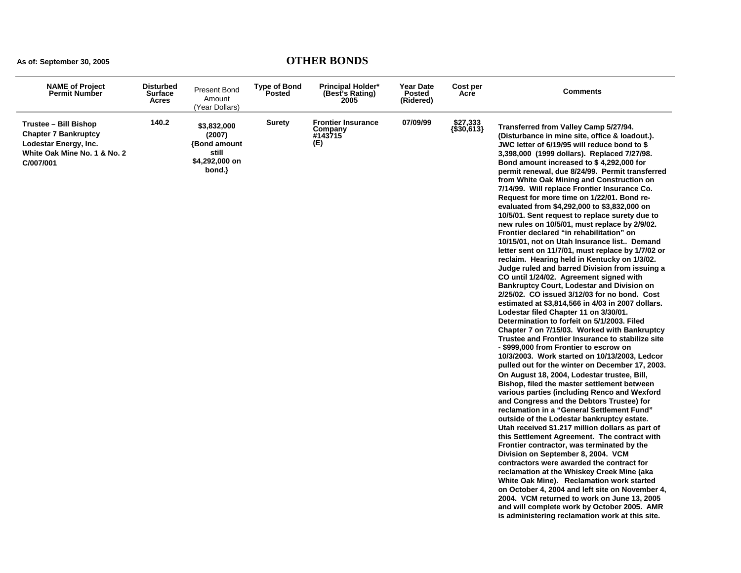As of: September 30, 2005

# OTHER BONDS

| NAME of Project Permit Number | Disturbed Surface Acres | Present Bond Amount (Year Dollars) | Type of Bond Posted | Principal Holder* (Best's Rating) 2005 | Year Date Posted (Ridered) | Cost per Acre | Comments |
|---|---|---|---|---|---|---|---|
| **Trustee – Bill Bishop Chapter 7 Bankruptcy Lodestar Energy, Inc. White Oak Mine No. 1 & No. 2 C/007/001** | **140.2** | **$3,832,000 (2007) {Bond amount still $4,292,000 on bond.}** | **Surety** | **Frontier Insurance Company #143715 (E)** | **07/09/99** | **$27,333 {$30,613}** | **Transferred from Valley Camp 5/27/94. (Disturbance in mine site, office & loadout.). JWC letter of 6/19/95 will reduce bond to $ 3,398,000 (1999 dollars). Replaced 7/27/98. Bond amount increased to $ 4,292,000 for permit renewal, due 8/24/99. Permit transferred from White Oak Mining and Construction on 7/14/99. Will replace Frontier Insurance Co. Request for more time on 1/22/01. Bond re-evaluated from $4,292,000 to $3,832,000 on 10/5/01. Sent request to replace surety due to new rules on 10/5/01, must replace by 2/9/02. Frontier declared "in rehabilitation" on 10/15/01, not on Utah Insurance list.. Demand letter sent on 11/7/01, must replace by 1/7/02 or reclaim. Hearing held in Kentucky on 1/3/02. Judge ruled and barred Division from issuing a CO until 1/24/02. Agreement signed with Bankruptcy Court, Lodestar and Division on 2/25/02. CO issued 3/12/03 for no bond. Cost estimated at $3,814,566 in 4/03 in 2007 dollars. Lodestar filed Chapter 11 on 3/30/01. Determination to forfeit on 5/1/2003. Filed Chapter 7 on 7/15/03. Worked with Bankruptcy Trustee and Frontier Insurance to stabilize site - $999,000 from Frontier to escrow on 10/3/2003. Work started on 10/13/2003, Ledcor pulled out for the winter on December 17, 2003. On August 18, 2004, Lodestar trustee, Bill, Bishop, filed the master settlement between various parties (including Renco and Wexford and Congress and the Debtors Trustee) for reclamation in a "General Settlement Fund" outside of the Lodestar bankruptcy estate. Utah received $1.217 million dollars as part of this Settlement Agreement. The contract with Frontier contractor, was terminated by the Division on September 8, 2004. VCM contractors were awarded the contract for reclamation at the Whiskey Creek Mine (aka White Oak Mine). Reclamation work started on October 4, 2004 and left site on November 4, 2004. VCM returned to work on June 13, 2005 and will complete work by October 2005. AMR is administering reclamation work at this site.** |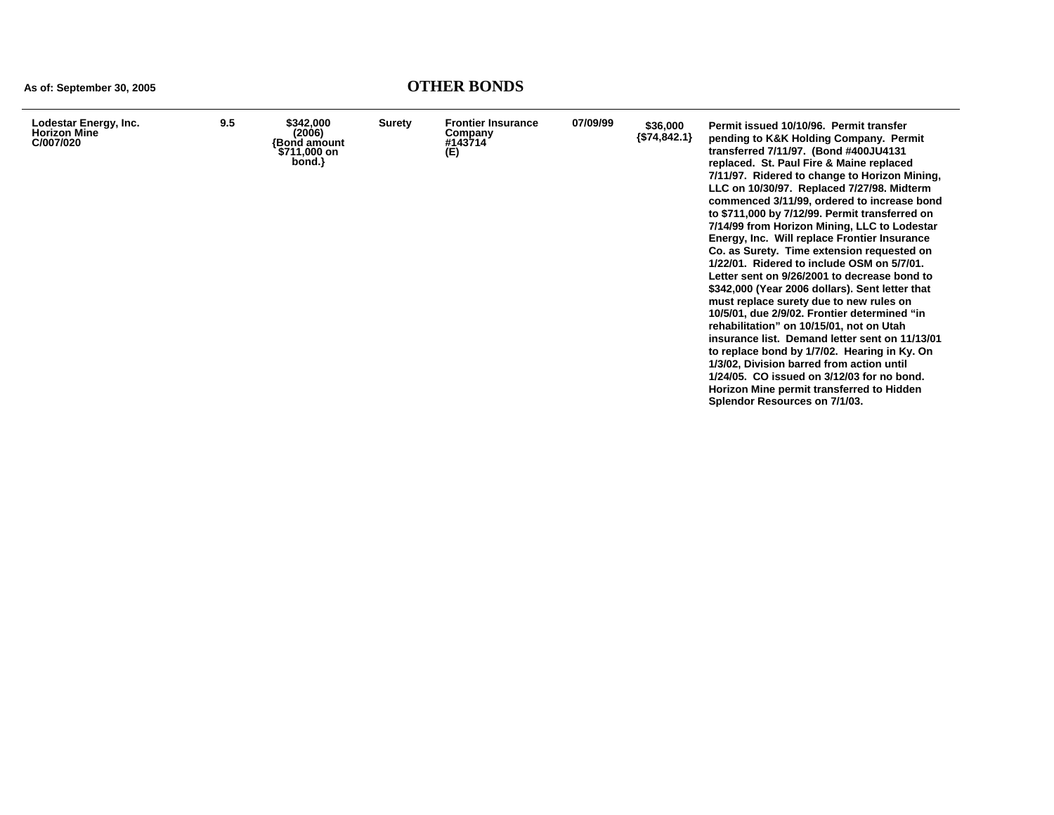As of: September 30, 2005

# OTHER BONDS

| | | | | | | | |
|---|---|---|---|---|---|---|---|
| Lodestar Energy, Inc.<br>Horizon Mine<br>C/007/020 | 9.5 | $342,000<br>(2006)<br>{Bond amount $711,000 on bond.} | Surety | Frontier Insurance Company<br>#143714<br>(E) | 07/09/99 | $36,000<br>{$74,842.1} | Permit issued 10/10/96. Permit transfer pending to K&K Holding Company. Permit transferred 7/11/97. (Bond #400JU4131 replaced. St. Paul Fire & Maine replaced 7/11/97. Ridered to change to Horizon Mining, LLC on 10/30/97. Replaced 7/27/98. Midterm commenced 3/11/99, ordered to increase bond to $711,000 by 7/12/99. Permit transferred on 7/14/99 from Horizon Mining, LLC to Lodestar Energy, Inc. Will replace Frontier Insurance Co. as Surety. Time extension requested on 1/22/01. Ridered to include OSM on 5/7/01. Letter sent on 9/26/2001 to decrease bond to $342,000 (Year 2006 dollars). Sent letter that must replace surety due to new rules on 10/5/01, due 2/9/02. Frontier determined "in rehabilitation" on 10/15/01, not on Utah insurance list. Demand letter sent on 11/13/01 to replace bond by 1/7/02. Hearing in Ky. On 1/3/02, Division barred from action until 1/24/05. CO issued on 3/12/03 for no bond. Horizon Mine permit transferred to Hidden Splendor Resources on 7/1/03. |